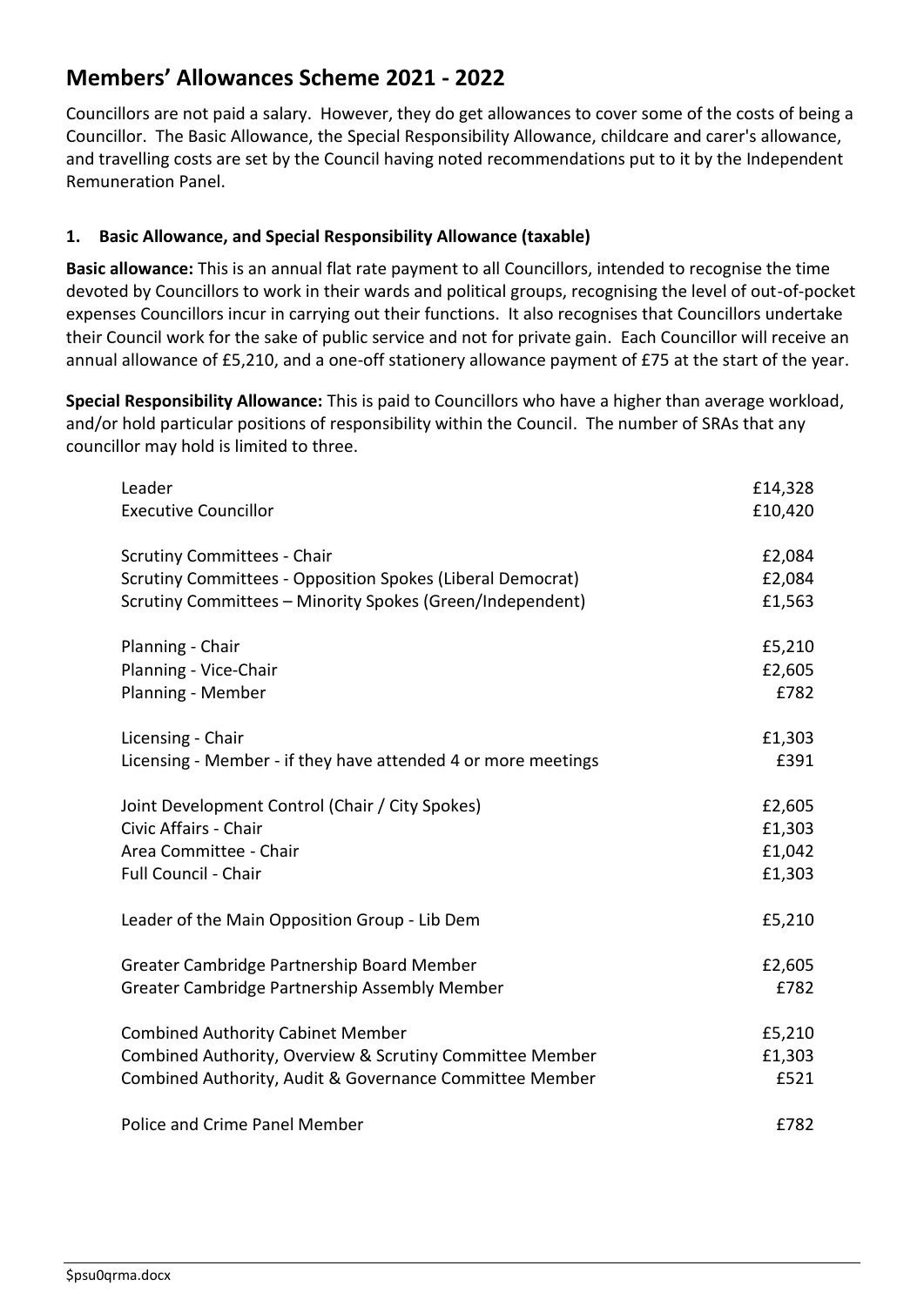# Members' Allowances Scheme 2021 - 2022

Councillors are not paid a salary. However, they do get allowances to cover some of the costs of being a Councillor. The Basic Allowance, the Special Responsibility Allowance, childcare and carer's allowance, and travelling costs are set by the Council having noted recommendations put to it by the Independent Remuneration Panel.

### 1. Basic Allowance, and Special Responsibility Allowance (taxable)

**Basic allowance:** This is an annual flat rate payment to all Councillors, intended to recognise the time devoted by Councillors to work in their wards and political groups, recognising the level of out-of-pocket expenses Councillors incur in carrying out their functions. It also recognises that Councillors undertake their Council work for the sake of public service and not for private gain. Each Councillor will receive an annual allowance of £5,210, and a one-off stationery allowance payment of £75 at the start of the year.

**Special Responsibility Allowance:** This is paid to Councillors who have a higher than average workload, and/or hold particular positions of responsibility within the Council. The number of SRAs that any councillor may hold is limited to three.

| | |
|---|---:|
| Leader | £14,328 |
| Executive Councillor | £10,420 |
| | |
| Scrutiny Committees - Chair | £2,084 |
| Scrutiny Committees - Opposition Spokes (Liberal Democrat) | £2,084 |
| Scrutiny Committees – Minority Spokes (Green/Independent) | £1,563 |
| | |
| Planning - Chair | £5,210 |
| Planning - Vice-Chair | £2,605 |
| Planning - Member | £782 |
| | |
| Licensing - Chair | £1,303 |
| Licensing - Member - if they have attended 4 or more meetings | £391 |
| | |
| Joint Development Control (Chair / City Spokes) | £2,605 |
| Civic Affairs - Chair | £1,303 |
| Area Committee - Chair | £1,042 |
| Full Council - Chair | £1,303 |
| | |
| Leader of the Main Opposition Group - Lib Dem | £5,210 |
| | |
| Greater Cambridge Partnership Board Member | £2,605 |
| Greater Cambridge Partnership Assembly Member | £782 |
| | |
| Combined Authority Cabinet Member | £5,210 |
| Combined Authority, Overview & Scrutiny Committee Member | £1,303 |
| Combined Authority, Audit & Governance Committee Member | £521 |
| | |
| Police and Crime Panel Member | £782 |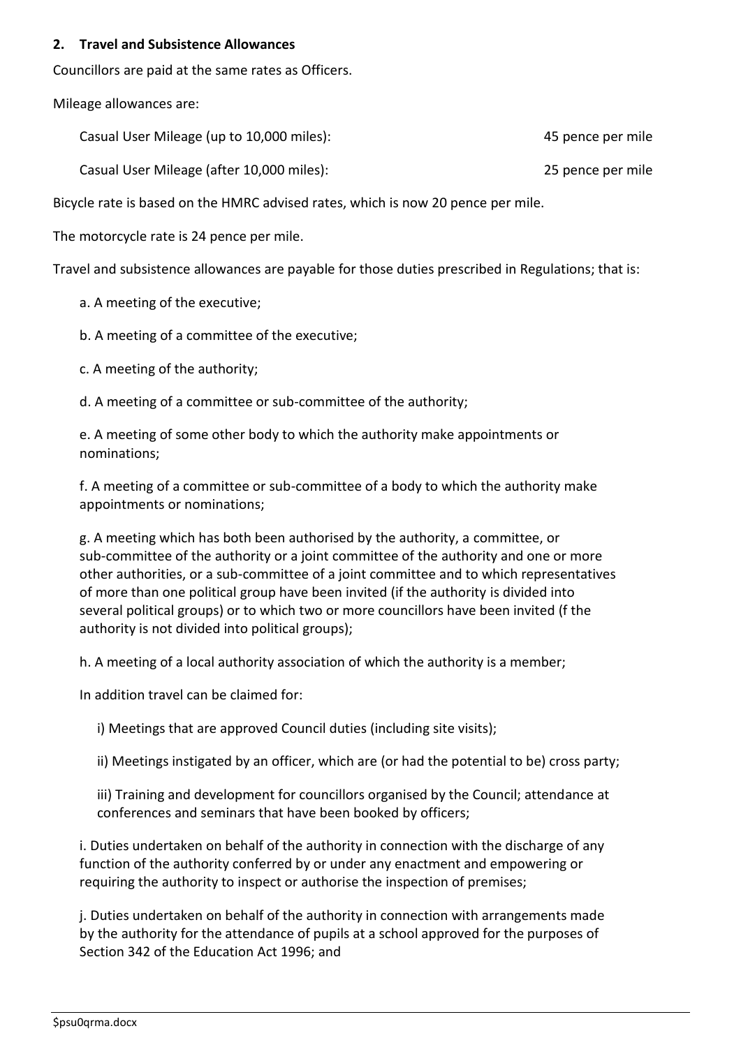## 2. Travel and Subsistence Allowances

Councillors are paid at the same rates as Officers.

Mileage allowances are:

| | |
|---|---|
| Casual User Mileage (up to 10,000 miles): | 45 pence per mile |
| Casual User Mileage (after 10,000 miles): | 25 pence per mile |

Bicycle rate is based on the HMRC advised rates, which is now 20 pence per mile.

The motorcycle rate is 24 pence per mile.

Travel and subsistence allowances are payable for those duties prescribed in Regulations; that is:

a. A meeting of the executive;

b. A meeting of a committee of the executive;

c. A meeting of the authority;

d. A meeting of a committee or sub-committee of the authority;

e. A meeting of some other body to which the authority make appointments or nominations;

f. A meeting of a committee or sub-committee of a body to which the authority make appointments or nominations;

g. A meeting which has both been authorised by the authority, a committee, or sub-committee of the authority or a joint committee of the authority and one or more other authorities, or a sub-committee of a joint committee and to which representatives of more than one political group have been invited (if the authority is divided into several political groups) or to which two or more councillors have been invited (f the authority is not divided into political groups);

h. A meeting of a local authority association of which the authority is a member;

In addition travel can be claimed for:

i) Meetings that are approved Council duties (including site visits);

ii) Meetings instigated by an officer, which are (or had the potential to be) cross party;

iii) Training and development for councillors organised by the Council; attendance at conferences and seminars that have been booked by officers;

i. Duties undertaken on behalf of the authority in connection with the discharge of any function of the authority conferred by or under any enactment and empowering or requiring the authority to inspect or authorise the inspection of premises;

j. Duties undertaken on behalf of the authority in connection with arrangements made by the authority for the attendance of pupils at a school approved for the purposes of Section 342 of the Education Act 1996; and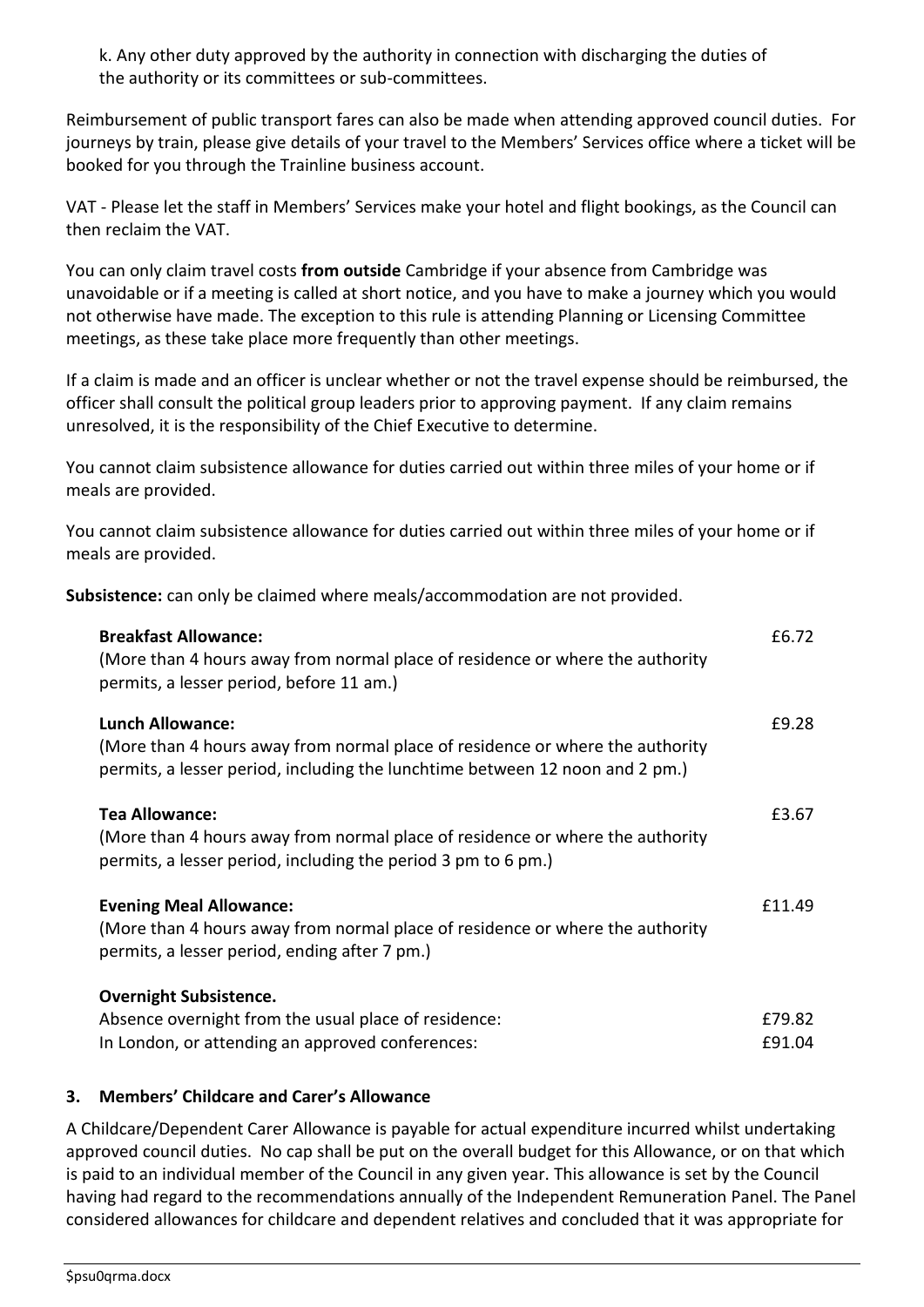k. Any other duty approved by the authority in connection with discharging the duties of the authority or its committees or sub-committees.

Reimbursement of public transport fares can also be made when attending approved council duties. For journeys by train, please give details of your travel to the Members' Services office where a ticket will be booked for you through the Trainline business account.

VAT - Please let the staff in Members' Services make your hotel and flight bookings, as the Council can then reclaim the VAT.

You can only claim travel costs **from outside** Cambridge if your absence from Cambridge was unavoidable or if a meeting is called at short notice, and you have to make a journey which you would not otherwise have made. The exception to this rule is attending Planning or Licensing Committee meetings, as these take place more frequently than other meetings.

If a claim is made and an officer is unclear whether or not the travel expense should be reimbursed, the officer shall consult the political group leaders prior to approving payment. If any claim remains unresolved, it is the responsibility of the Chief Executive to determine.

You cannot claim subsistence allowance for duties carried out within three miles of your home or if meals are provided.

You cannot claim subsistence allowance for duties carried out within three miles of your home or if meals are provided.

**Subsistence:** can only be claimed where meals/accommodation are not provided.

| | |
|---|---|
| **Breakfast Allowance:**<br>(More than 4 hours away from normal place of residence or where the authority permits, a lesser period, before 11 am.) | £6.72 |
| **Lunch Allowance:**<br>(More than 4 hours away from normal place of residence or where the authority permits, a lesser period, including the lunchtime between 12 noon and 2 pm.) | £9.28 |
| **Tea Allowance:**<br>(More than 4 hours away from normal place of residence or where the authority permits, a lesser period, including the period 3 pm to 6 pm.) | £3.67 |
| **Evening Meal Allowance:**<br>(More than 4 hours away from normal place of residence or where the authority permits, a lesser period, ending after 7 pm.) | £11.49 |
| **Overnight Subsistence.** | |
| Absence overnight from the usual place of residence: | £79.82 |
| In London, or attending an approved conferences: | £91.04 |

## 3. Members' Childcare and Carer's Allowance

A Childcare/Dependent Carer Allowance is payable for actual expenditure incurred whilst undertaking approved council duties. No cap shall be put on the overall budget for this Allowance, or on that which is paid to an individual member of the Council in any given year. This allowance is set by the Council having had regard to the recommendations annually of the Independent Remuneration Panel. The Panel considered allowances for childcare and dependent relatives and concluded that it was appropriate for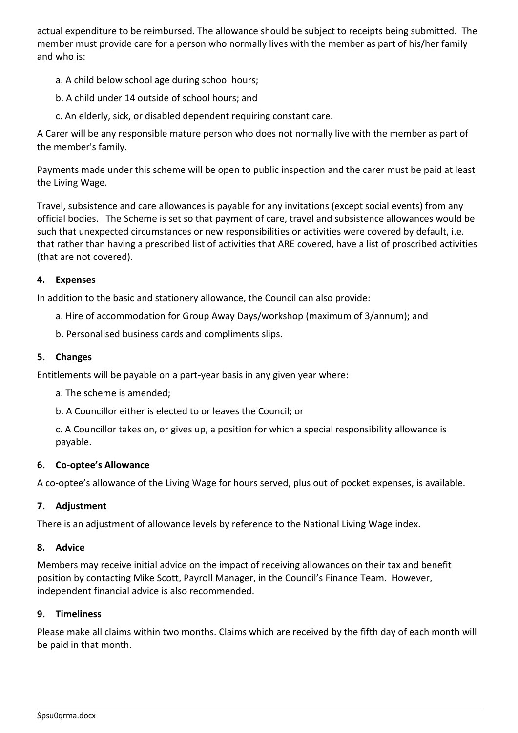actual expenditure to be reimbursed. The allowance should be subject to receipts being submitted. The member must provide care for a person who normally lives with the member as part of his/her family and who is:

a. A child below school age during school hours;

b. A child under 14 outside of school hours; and

c. An elderly, sick, or disabled dependent requiring constant care.

A Carer will be any responsible mature person who does not normally live with the member as part of the member's family.

Payments made under this scheme will be open to public inspection and the carer must be paid at least the Living Wage.

Travel, subsistence and care allowances is payable for any invitations (except social events) from any official bodies. The Scheme is set so that payment of care, travel and subsistence allowances would be such that unexpected circumstances or new responsibilities or activities were covered by default, i.e. that rather than having a prescribed list of activities that ARE covered, have a list of proscribed activities (that are not covered).

### 4. Expenses

In addition to the basic and stationery allowance, the Council can also provide:

a. Hire of accommodation for Group Away Days/workshop (maximum of 3/annum); and

b. Personalised business cards and compliments slips.

### 5. Changes

Entitlements will be payable on a part-year basis in any given year where:

a. The scheme is amended;

b. A Councillor either is elected to or leaves the Council; or

c. A Councillor takes on, or gives up, a position for which a special responsibility allowance is payable.

### 6. Co-optee's Allowance

A co-optee's allowance of the Living Wage for hours served, plus out of pocket expenses, is available.

### 7. Adjustment

There is an adjustment of allowance levels by reference to the National Living Wage index.

### 8. Advice

Members may receive initial advice on the impact of receiving allowances on their tax and benefit position by contacting Mike Scott, Payroll Manager, in the Council's Finance Team. However, independent financial advice is also recommended.

### 9. Timeliness

Please make all claims within two months. Claims which are received by the fifth day of each month will be paid in that month.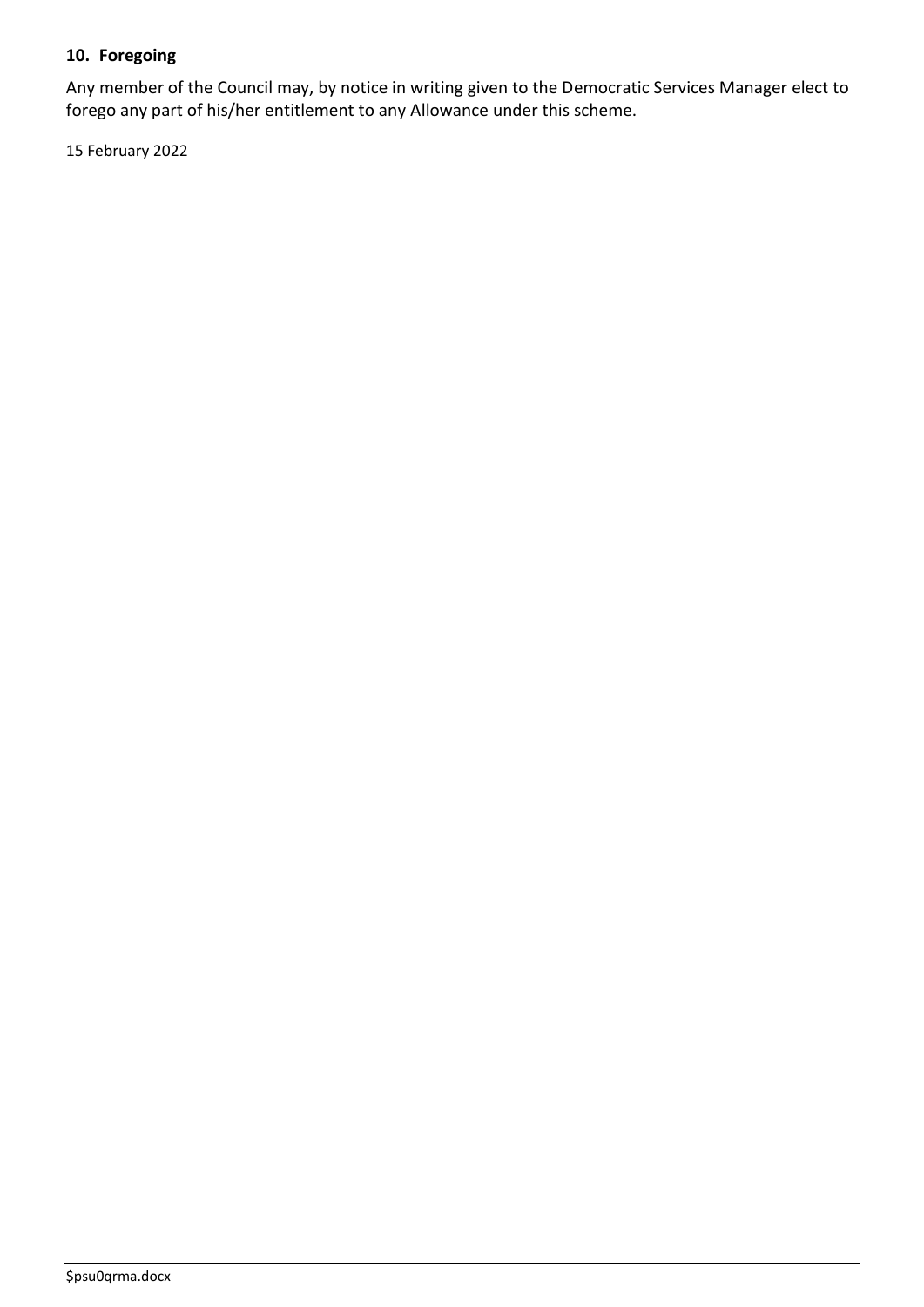## 10. Foregoing

Any member of the Council may, by notice in writing given to the Democratic Services Manager elect to forego any part of his/her entitlement to any Allowance under this scheme.

15 February 2022